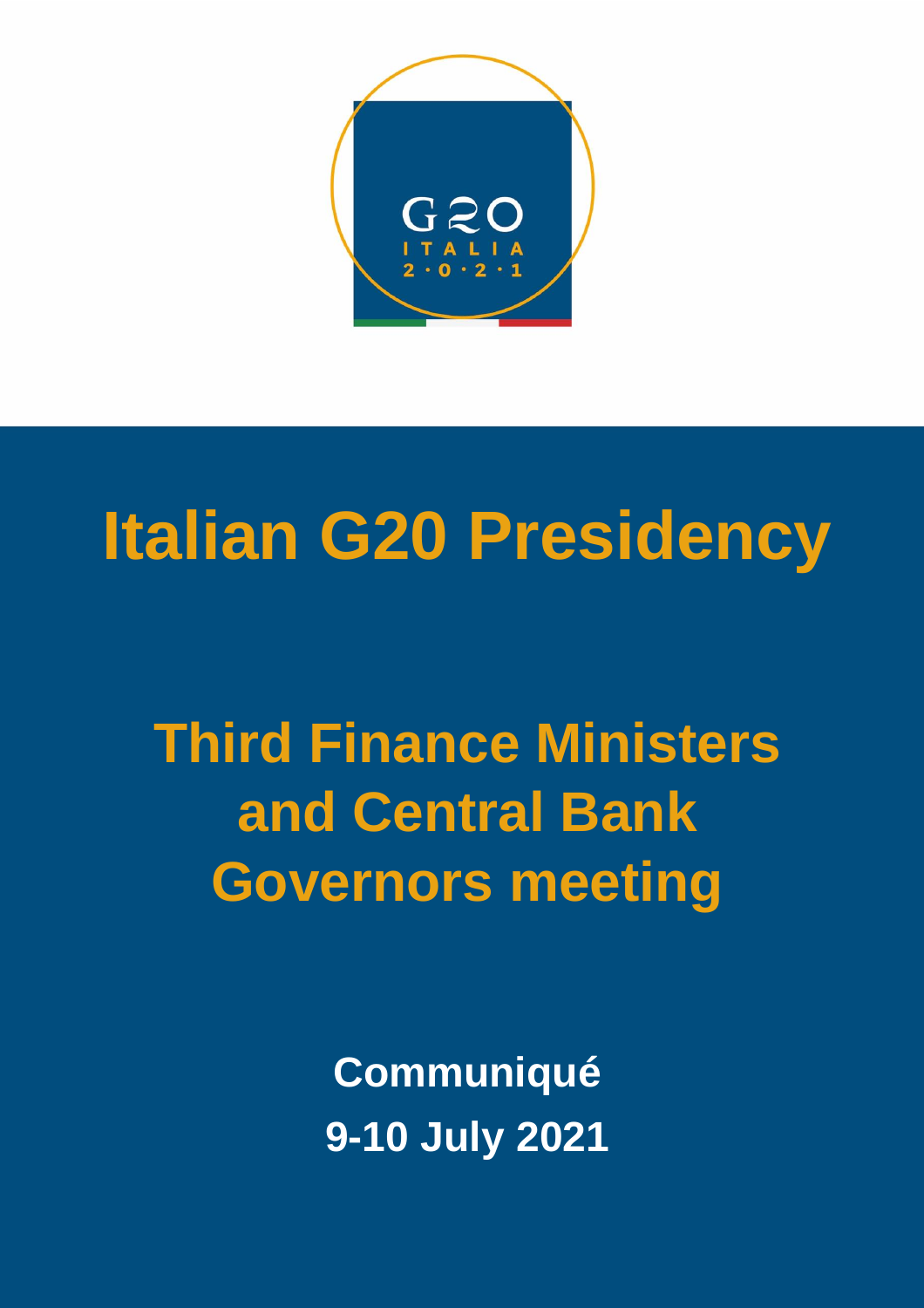# Italian G20 Presidency

## Third Finance Ministers and Central Bank Governors meeting

**Communiqué**

**9-10 July 2021**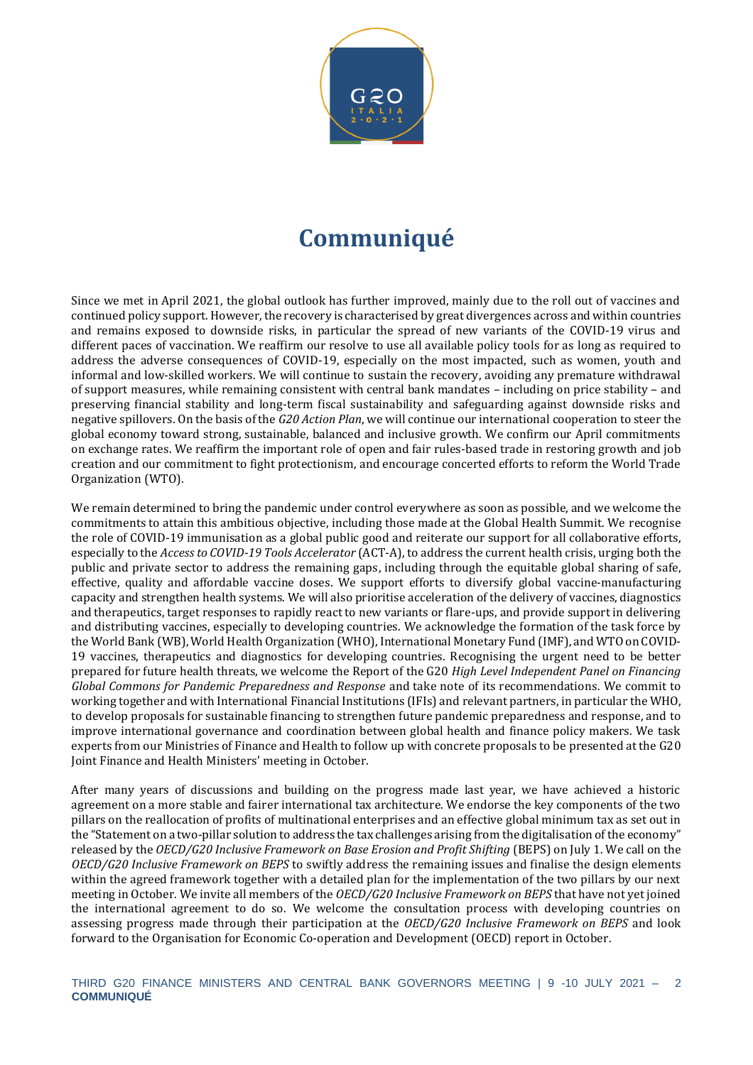# Communiqué

Since we met in April 2021, the global outlook has further improved, mainly due to the roll out of vaccines and continued policy support. However, the recovery is characterised by great divergences across and within countries and remains exposed to downside risks, in particular the spread of new variants of the COVID-19 virus and different paces of vaccination. We reaffirm our resolve to use all available policy tools for as long as required to address the adverse consequences of COVID-19, especially on the most impacted, such as women, youth and informal and low-skilled workers. We will continue to sustain the recovery, avoiding any premature withdrawal of support measures, while remaining consistent with central bank mandates – including on price stability – and preserving financial stability and long-term fiscal sustainability and safeguarding against downside risks and negative spillovers. On the basis of the *G20 Action Plan*, we will continue our international cooperation to steer the global economy toward strong, sustainable, balanced and inclusive growth. We confirm our April commitments on exchange rates. We reaffirm the important role of open and fair rules-based trade in restoring growth and job creation and our commitment to fight protectionism, and encourage concerted efforts to reform the World Trade Organization (WTO).

We remain determined to bring the pandemic under control everywhere as soon as possible, and we welcome the commitments to attain this ambitious objective, including those made at the Global Health Summit. We recognise the role of COVID-19 immunisation as a global public good and reiterate our support for all collaborative efforts, especially to the *Access to COVID-19 Tools Accelerator* (ACT-A), to address the current health crisis, urging both the public and private sector to address the remaining gaps, including through the equitable global sharing of safe, effective, quality and affordable vaccine doses. We support efforts to diversify global vaccine-manufacturing capacity and strengthen health systems. We will also prioritise acceleration of the delivery of vaccines, diagnostics and therapeutics, target responses to rapidly react to new variants or flare-ups, and provide support in delivering and distributing vaccines, especially to developing countries. We acknowledge the formation of the task force by the World Bank (WB), World Health Organization (WHO), International Monetary Fund (IMF), and WTO on COVID-19 vaccines, therapeutics and diagnostics for developing countries. Recognising the urgent need to be better prepared for future health threats, we welcome the Report of the G20 *High Level Independent Panel on Financing Global Commons for Pandemic Preparedness and Response* and take note of its recommendations. We commit to working together and with International Financial Institutions (IFIs) and relevant partners, in particular the WHO, to develop proposals for sustainable financing to strengthen future pandemic preparedness and response, and to improve international governance and coordination between global health and finance policy makers. We task experts from our Ministries of Finance and Health to follow up with concrete proposals to be presented at the G20 Joint Finance and Health Ministers' meeting in October.

After many years of discussions and building on the progress made last year, we have achieved a historic agreement on a more stable and fairer international tax architecture. We endorse the key components of the two pillars on the reallocation of profits of multinational enterprises and an effective global minimum tax as set out in the "Statement on a two-pillar solution to address the tax challenges arising from the digitalisation of the economy" released by the *OECD/G20 Inclusive Framework on Base Erosion and Profit Shifting* (BEPS) on July 1. We call on the *OECD/G20 Inclusive Framework on BEPS* to swiftly address the remaining issues and finalise the design elements within the agreed framework together with a detailed plan for the implementation of the two pillars by our next meeting in October. We invite all members of the *OECD/G20 Inclusive Framework on BEPS* that have not yet joined the international agreement to do so. We welcome the consultation process with developing countries on assessing progress made through their participation at the *OECD/G20 Inclusive Framework on BEPS* and look forward to the Organisation for Economic Co-operation and Development (OECD) report in October.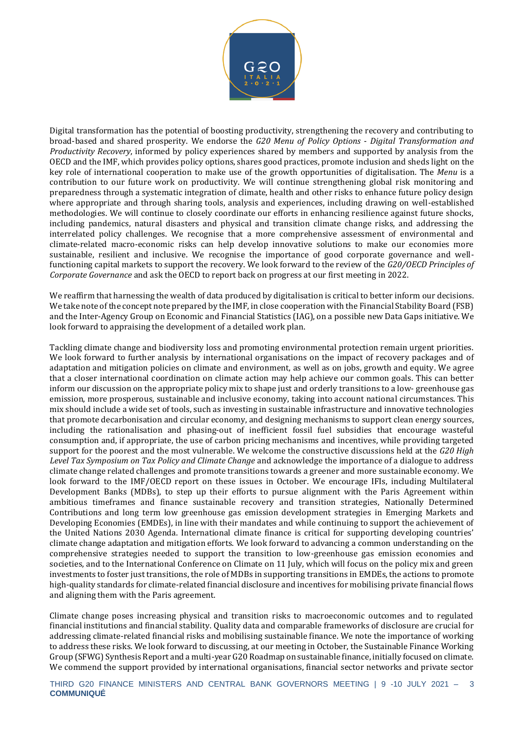Digital transformation has the potential of boosting productivity, strengthening the recovery and contributing to broad-based and shared prosperity. We endorse the *G20 Menu of Policy Options - Digital Transformation and Productivity Recovery*, informed by policy experiences shared by members and supported by analysis from the OECD and the IMF, which provides policy options, shares good practices, promote inclusion and sheds light on the key role of international cooperation to make use of the growth opportunities of digitalisation. The *Menu* is a contribution to our future work on productivity. We will continue strengthening global risk monitoring and preparedness through a systematic integration of climate, health and other risks to enhance future policy design where appropriate and through sharing tools, analysis and experiences, including drawing on well-established methodologies. We will continue to closely coordinate our efforts in enhancing resilience against future shocks, including pandemics, natural disasters and physical and transition climate change risks, and addressing the interrelated policy challenges. We recognise that a more comprehensive assessment of environmental and climate-related macro-economic risks can help develop innovative solutions to make our economies more sustainable, resilient and inclusive. We recognise the importance of good corporate governance and well-functioning capital markets to support the recovery. We look forward to the review of the *G20/OECD Principles of Corporate Governance* and ask the OECD to report back on progress at our first meeting in 2022.

We reaffirm that harnessing the wealth of data produced by digitalisation is critical to better inform our decisions. We take note of the concept note prepared by the IMF, in close cooperation with the Financial Stability Board (FSB) and the Inter-Agency Group on Economic and Financial Statistics (IAG), on a possible new Data Gaps initiative. We look forward to appraising the development of a detailed work plan.

Tackling climate change and biodiversity loss and promoting environmental protection remain urgent priorities. We look forward to further analysis by international organisations on the impact of recovery packages and of adaptation and mitigation policies on climate and environment, as well as on jobs, growth and equity. We agree that a closer international coordination on climate action may help achieve our common goals. This can better inform our discussion on the appropriate policy mix to shape just and orderly transitions to a low- greenhouse gas emission, more prosperous, sustainable and inclusive economy, taking into account national circumstances. This mix should include a wide set of tools, such as investing in sustainable infrastructure and innovative technologies that promote decarbonisation and circular economy, and designing mechanisms to support clean energy sources, including the rationalisation and phasing-out of inefficient fossil fuel subsidies that encourage wasteful consumption and, if appropriate, the use of carbon pricing mechanisms and incentives, while providing targeted support for the poorest and the most vulnerable. We welcome the constructive discussions held at the *G20 High Level Tax Symposium on Tax Policy and Climate Change* and acknowledge the importance of a dialogue to address climate change related challenges and promote transitions towards a greener and more sustainable economy. We look forward to the IMF/OECD report on these issues in October. We encourage IFIs, including Multilateral Development Banks (MDBs), to step up their efforts to pursue alignment with the Paris Agreement within ambitious timeframes and finance sustainable recovery and transition strategies, Nationally Determined Contributions and long term low greenhouse gas emission development strategies in Emerging Markets and Developing Economies (EMDEs), in line with their mandates and while continuing to support the achievement of the United Nations 2030 Agenda. International climate finance is critical for supporting developing countries' climate change adaptation and mitigation efforts. We look forward to advancing a common understanding on the comprehensive strategies needed to support the transition to low-greenhouse gas emission economies and societies, and to the International Conference on Climate on 11 July, which will focus on the policy mix and green investments to foster just transitions, the role of MDBs in supporting transitions in EMDEs, the actions to promote high-quality standards for climate-related financial disclosure and incentives for mobilising private financial flows and aligning them with the Paris agreement.

Climate change poses increasing physical and transition risks to macroeconomic outcomes and to regulated financial institutions and financial stability. Quality data and comparable frameworks of disclosure are crucial for addressing climate-related financial risks and mobilising sustainable finance. We note the importance of working to address these risks. We look forward to discussing, at our meeting in October, the Sustainable Finance Working Group (SFWG) Synthesis Report and a multi-year G20 Roadmap on sustainable finance, initially focused on climate. We commend the support provided by international organisations, financial sector networks and private sector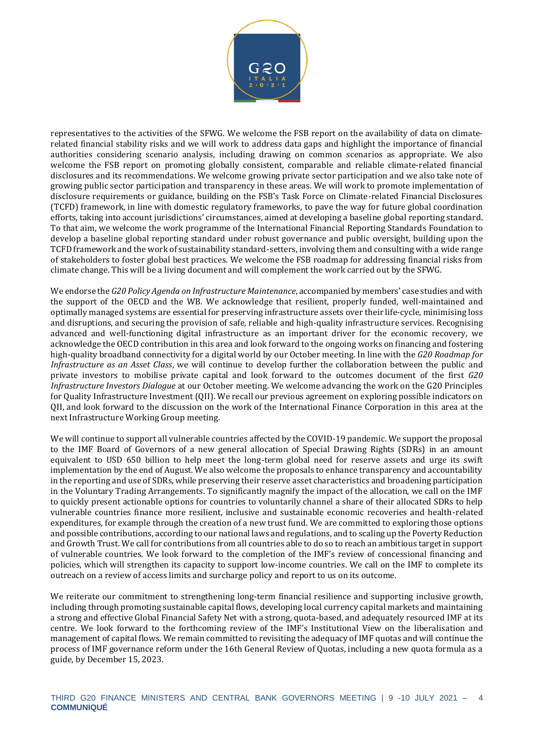representatives to the activities of the SFWG. We welcome the FSB report on the availability of data on climate-related financial stability risks and we will work to address data gaps and highlight the importance of financial authorities considering scenario analysis, including drawing on common scenarios as appropriate. We also welcome the FSB report on promoting globally consistent, comparable and reliable climate-related financial disclosures and its recommendations. We welcome growing private sector participation and we also take note of growing public sector participation and transparency in these areas. We will work to promote implementation of disclosure requirements or guidance, building on the FSB's Task Force on Climate-related Financial Disclosures (TCFD) framework, in line with domestic regulatory frameworks, to pave the way for future global coordination efforts, taking into account jurisdictions' circumstances, aimed at developing a baseline global reporting standard. To that aim, we welcome the work programme of the International Financial Reporting Standards Foundation to develop a baseline global reporting standard under robust governance and public oversight, building upon the TCFD framework and the work of sustainability standard-setters, involving them and consulting with a wide range of stakeholders to foster global best practices. We welcome the FSB roadmap for addressing financial risks from climate change. This will be a living document and will complement the work carried out by the SFWG.

We endorse the *G20 Policy Agenda on Infrastructure Maintenance*, accompanied by members' case studies and with the support of the OECD and the WB. We acknowledge that resilient, properly funded, well-maintained and optimally managed systems are essential for preserving infrastructure assets over their life-cycle, minimising loss and disruptions, and securing the provision of safe, reliable and high-quality infrastructure services. Recognising advanced and well-functioning digital infrastructure as an important driver for the economic recovery, we acknowledge the OECD contribution in this area and look forward to the ongoing works on financing and fostering high-quality broadband connectivity for a digital world by our October meeting. In line with the *G20 Roadmap for Infrastructure as an Asset Class*, we will continue to develop further the collaboration between the public and private investors to mobilise private capital and look forward to the outcomes document of the first *G20 Infrastructure Investors Dialogue* at our October meeting. We welcome advancing the work on the G20 Principles for Quality Infrastructure Investment (QII). We recall our previous agreement on exploring possible indicators on QII, and look forward to the discussion on the work of the International Finance Corporation in this area at the next Infrastructure Working Group meeting.

We will continue to support all vulnerable countries affected by the COVID-19 pandemic. We support the proposal to the IMF Board of Governors of a new general allocation of Special Drawing Rights (SDRs) in an amount equivalent to USD 650 billion to help meet the long-term global need for reserve assets and urge its swift implementation by the end of August. We also welcome the proposals to enhance transparency and accountability in the reporting and use of SDRs, while preserving their reserve asset characteristics and broadening participation in the Voluntary Trading Arrangements. To significantly magnify the impact of the allocation, we call on the IMF to quickly present actionable options for countries to voluntarily channel a share of their allocated SDRs to help vulnerable countries finance more resilient, inclusive and sustainable economic recoveries and health-related expenditures, for example through the creation of a new trust fund. We are committed to exploring those options and possible contributions, according to our national laws and regulations, and to scaling up the Poverty Reduction and Growth Trust. We call for contributions from all countries able to do so to reach an ambitious target in support of vulnerable countries. We look forward to the completion of the IMF's review of concessional financing and policies, which will strengthen its capacity to support low-income countries. We call on the IMF to complete its outreach on a review of access limits and surcharge policy and report to us on its outcome.

We reiterate our commitment to strengthening long-term financial resilience and supporting inclusive growth, including through promoting sustainable capital flows, developing local currency capital markets and maintaining a strong and effective Global Financial Safety Net with a strong, quota-based, and adequately resourced IMF at its centre. We look forward to the forthcoming review of the IMF's Institutional View on the liberalisation and management of capital flows. We remain committed to revisiting the adequacy of IMF quotas and will continue the process of IMF governance reform under the 16th General Review of Quotas, including a new quota formula as a guide, by December 15, 2023.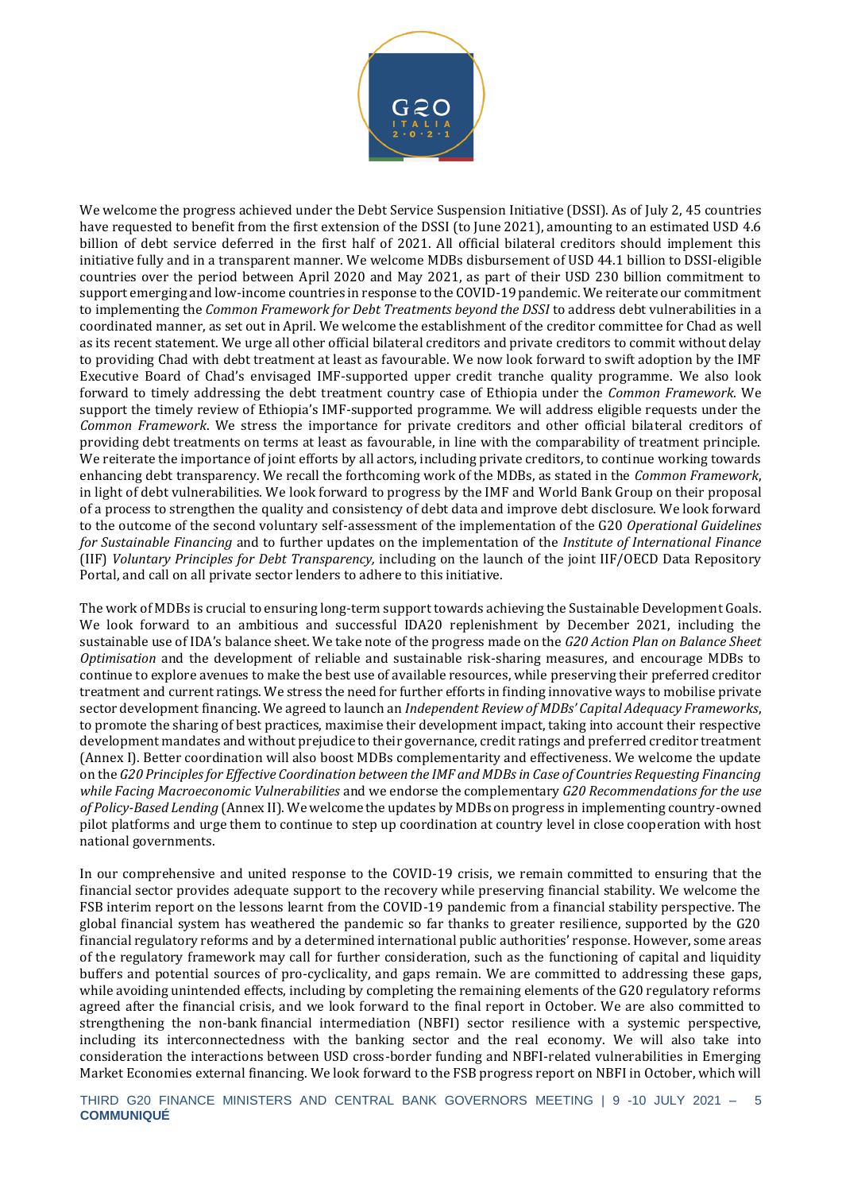We welcome the progress achieved under the Debt Service Suspension Initiative (DSSI). As of July 2, 45 countries have requested to benefit from the first extension of the DSSI (to June 2021), amounting to an estimated USD 4.6 billion of debt service deferred in the first half of 2021. All official bilateral creditors should implement this initiative fully and in a transparent manner. We welcome MDBs disbursement of USD 44.1 billion to DSSI-eligible countries over the period between April 2020 and May 2021, as part of their USD 230 billion commitment to support emerging and low-income countries in response to the COVID-19 pandemic. We reiterate our commitment to implementing the *Common Framework for Debt Treatments beyond the DSSI* to address debt vulnerabilities in a coordinated manner, as set out in April. We welcome the establishment of the creditor committee for Chad as well as its recent statement. We urge all other official bilateral creditors and private creditors to commit without delay to providing Chad with debt treatment at least as favourable. We now look forward to swift adoption by the IMF Executive Board of Chad's envisaged IMF-supported upper credit tranche quality programme. We also look forward to timely addressing the debt treatment country case of Ethiopia under the *Common Framework*. We support the timely review of Ethiopia's IMF-supported programme. We will address eligible requests under the *Common Framework*. We stress the importance for private creditors and other official bilateral creditors of providing debt treatments on terms at least as favourable, in line with the comparability of treatment principle. We reiterate the importance of joint efforts by all actors, including private creditors, to continue working towards enhancing debt transparency. We recall the forthcoming work of the MDBs, as stated in the *Common Framework*, in light of debt vulnerabilities. We look forward to progress by the IMF and World Bank Group on their proposal of a process to strengthen the quality and consistency of debt data and improve debt disclosure. We look forward to the outcome of the second voluntary self-assessment of the implementation of the G20 *Operational Guidelines for Sustainable Financing* and to further updates on the implementation of the *Institute of International Finance* (IIF) *Voluntary Principles for Debt Transparency,* including on the launch of the joint IIF/OECD Data Repository Portal, and call on all private sector lenders to adhere to this initiative.

The work of MDBs is crucial to ensuring long-term support towards achieving the Sustainable Development Goals. We look forward to an ambitious and successful IDA20 replenishment by December 2021, including the sustainable use of IDA's balance sheet. We take note of the progress made on the *G20 Action Plan on Balance Sheet Optimisation* and the development of reliable and sustainable risk-sharing measures, and encourage MDBs to continue to explore avenues to make the best use of available resources, while preserving their preferred creditor treatment and current ratings. We stress the need for further efforts in finding innovative ways to mobilise private sector development financing. We agreed to launch an *Independent Review of MDBs' Capital Adequacy Frameworks*, to promote the sharing of best practices, maximise their development impact, taking into account their respective development mandates and without prejudice to their governance, credit ratings and preferred creditor treatment (Annex I). Better coordination will also boost MDBs complementarity and effectiveness. We welcome the update on the *G20 Principles for Effective Coordination between the IMF and MDBs in Case of Countries Requesting Financing while Facing Macroeconomic Vulnerabilities* and we endorse the complementary *G20 Recommendations for the use of Policy-Based Lending* (Annex II). We welcome the updates by MDBs on progress in implementing country-owned pilot platforms and urge them to continue to step up coordination at country level in close cooperation with host national governments.

In our comprehensive and united response to the COVID-19 crisis, we remain committed to ensuring that the financial sector provides adequate support to the recovery while preserving financial stability. We welcome the FSB interim report on the lessons learnt from the COVID-19 pandemic from a financial stability perspective. The global financial system has weathered the pandemic so far thanks to greater resilience, supported by the G20 financial regulatory reforms and by a determined international public authorities' response. However, some areas of the regulatory framework may call for further consideration, such as the functioning of capital and liquidity buffers and potential sources of pro-cyclicality, and gaps remain. We are committed to addressing these gaps, while avoiding unintended effects, including by completing the remaining elements of the G20 regulatory reforms agreed after the financial crisis, and we look forward to the final report in October. We are also committed to strengthening the non-bank financial intermediation (NBFI) sector resilience with a systemic perspective, including its interconnectedness with the banking sector and the real economy. We will also take into consideration the interactions between USD cross-border funding and NBFI-related vulnerabilities in Emerging Market Economies external financing. We look forward to the FSB progress report on NBFI in October, which will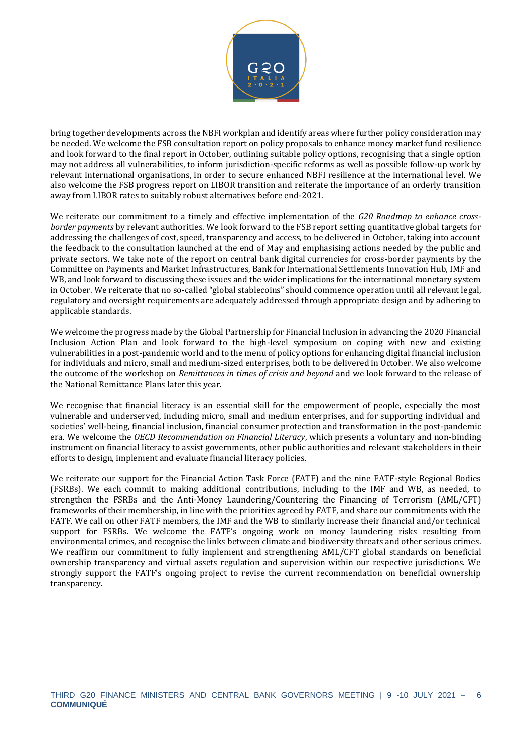bring together developments across the NBFI workplan and identify areas where further policy consideration may be needed. We welcome the FSB consultation report on policy proposals to enhance money market fund resilience and look forward to the final report in October, outlining suitable policy options, recognising that a single option may not address all vulnerabilities, to inform jurisdiction-specific reforms as well as possible follow-up work by relevant international organisations, in order to secure enhanced NBFI resilience at the international level. We also welcome the FSB progress report on LIBOR transition and reiterate the importance of an orderly transition away from LIBOR rates to suitably robust alternatives before end-2021.

We reiterate our commitment to a timely and effective implementation of the *G20 Roadmap to enhance cross-border payments* by relevant authorities. We look forward to the FSB report setting quantitative global targets for addressing the challenges of cost, speed, transparency and access, to be delivered in October, taking into account the feedback to the consultation launched at the end of May and emphasising actions needed by the public and private sectors. We take note of the report on central bank digital currencies for cross-border payments by the Committee on Payments and Market Infrastructures, Bank for International Settlements Innovation Hub, IMF and WB, and look forward to discussing these issues and the wider implications for the international monetary system in October. We reiterate that no so-called "global stablecoins" should commence operation until all relevant legal, regulatory and oversight requirements are adequately addressed through appropriate design and by adhering to applicable standards.

We welcome the progress made by the Global Partnership for Financial Inclusion in advancing the 2020 Financial Inclusion Action Plan and look forward to the high-level symposium on coping with new and existing vulnerabilities in a post-pandemic world and to the menu of policy options for enhancing digital financial inclusion for individuals and micro, small and medium-sized enterprises, both to be delivered in October. We also welcome the outcome of the workshop on *Remittances in times of crisis and beyond* and we look forward to the release of the National Remittance Plans later this year.

We recognise that financial literacy is an essential skill for the empowerment of people, especially the most vulnerable and underserved, including micro, small and medium enterprises, and for supporting individual and societies' well-being, financial inclusion, financial consumer protection and transformation in the post-pandemic era. We welcome the *OECD Recommendation on Financial Literacy*, which presents a voluntary and non-binding instrument on financial literacy to assist governments, other public authorities and relevant stakeholders in their efforts to design, implement and evaluate financial literacy policies.

We reiterate our support for the Financial Action Task Force (FATF) and the nine FATF-style Regional Bodies (FSRBs). We each commit to making additional contributions, including to the IMF and WB, as needed, to strengthen the FSRBs and the Anti-Money Laundering/Countering the Financing of Terrorism (AML/CFT) frameworks of their membership, in line with the priorities agreed by FATF, and share our commitments with the FATF. We call on other FATF members, the IMF and the WB to similarly increase their financial and/or technical support for FSRBs. We welcome the FATF's ongoing work on money laundering risks resulting from environmental crimes, and recognise the links between climate and biodiversity threats and other serious crimes. We reaffirm our commitment to fully implement and strengthening AML/CFT global standards on beneficial ownership transparency and virtual assets regulation and supervision within our respective jurisdictions. We strongly support the FATF's ongoing project to revise the current recommendation on beneficial ownership transparency.